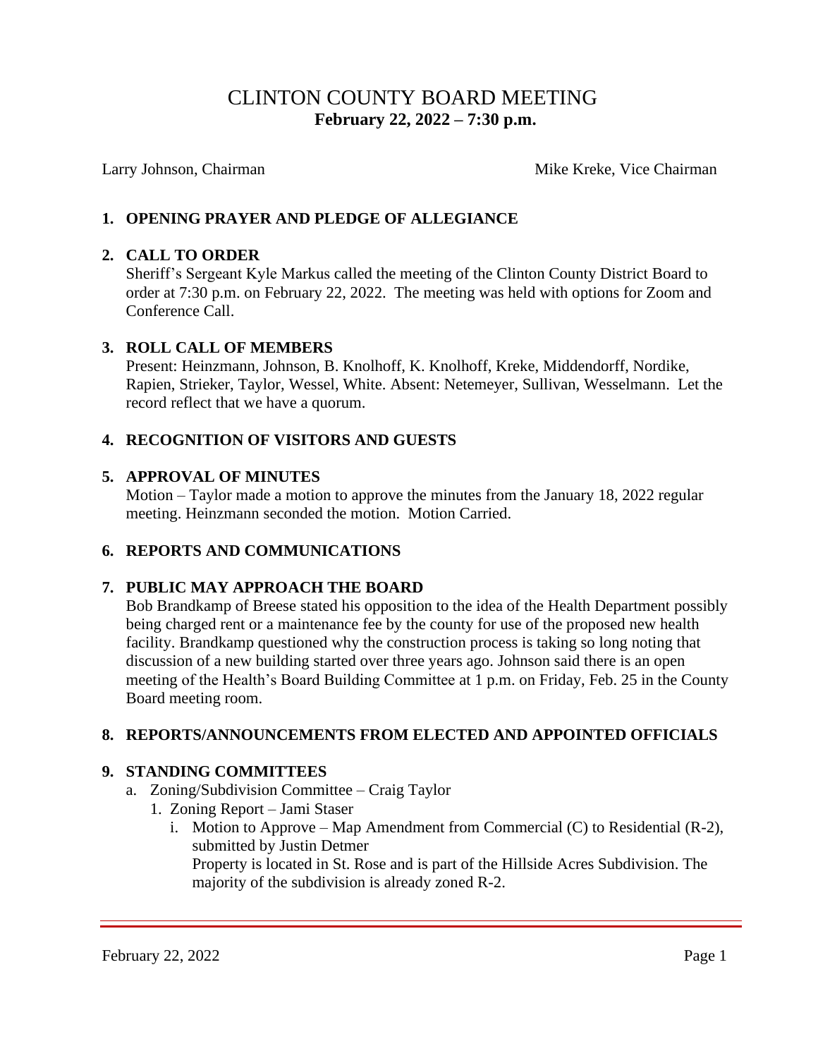# CLINTON COUNTY BOARD MEETING

**February 22, 2022 – 7:30 p.m.**

Larry Johnson, Chairman　　　　　　　　　　　　　　　　　Mike Kreke, Vice Chairman

## 1. OPENING PRAYER AND PLEDGE OF ALLEGIANCE

## 2. CALL TO ORDER

Sheriff's Sergeant Kyle Markus called the meeting of the Clinton County District Board to order at 7:30 p.m. on February 22, 2022. The meeting was held with options for Zoom and Conference Call.

## 3. ROLL CALL OF MEMBERS

Present: Heinzmann, Johnson, B. Knolhoff, K. Knolhoff, Kreke, Middendorff, Nordike, Rapien, Strieker, Taylor, Wessel, White. Absent: Netemeyer, Sullivan, Wesselmann. Let the record reflect that we have a quorum.

## 4. RECOGNITION OF VISITORS AND GUESTS

## 5. APPROVAL OF MINUTES

Motion – Taylor made a motion to approve the minutes from the January 18, 2022 regular meeting. Heinzmann seconded the motion. Motion Carried.

## 6. REPORTS AND COMMUNICATIONS

## 7. PUBLIC MAY APPROACH THE BOARD

Bob Brandkamp of Breese stated his opposition to the idea of the Health Department possibly being charged rent or a maintenance fee by the county for use of the proposed new health facility. Brandkamp questioned why the construction process is taking so long noting that discussion of a new building started over three years ago. Johnson said there is an open meeting of the Health's Board Building Committee at 1 p.m. on Friday, Feb. 25 in the County Board meeting room.

## 8. REPORTS/ANNOUNCEMENTS FROM ELECTED AND APPOINTED OFFICIALS

## 9. STANDING COMMITTEES

a. Zoning/Subdivision Committee – Craig Taylor
   1. Zoning Report – Jami Staser
      i. Motion to Approve – Map Amendment from Commercial (C) to Residential (R-2), submitted by Justin Detmer
         Property is located in St. Rose and is part of the Hillside Acres Subdivision. The majority of the subdivision is already zoned R-2.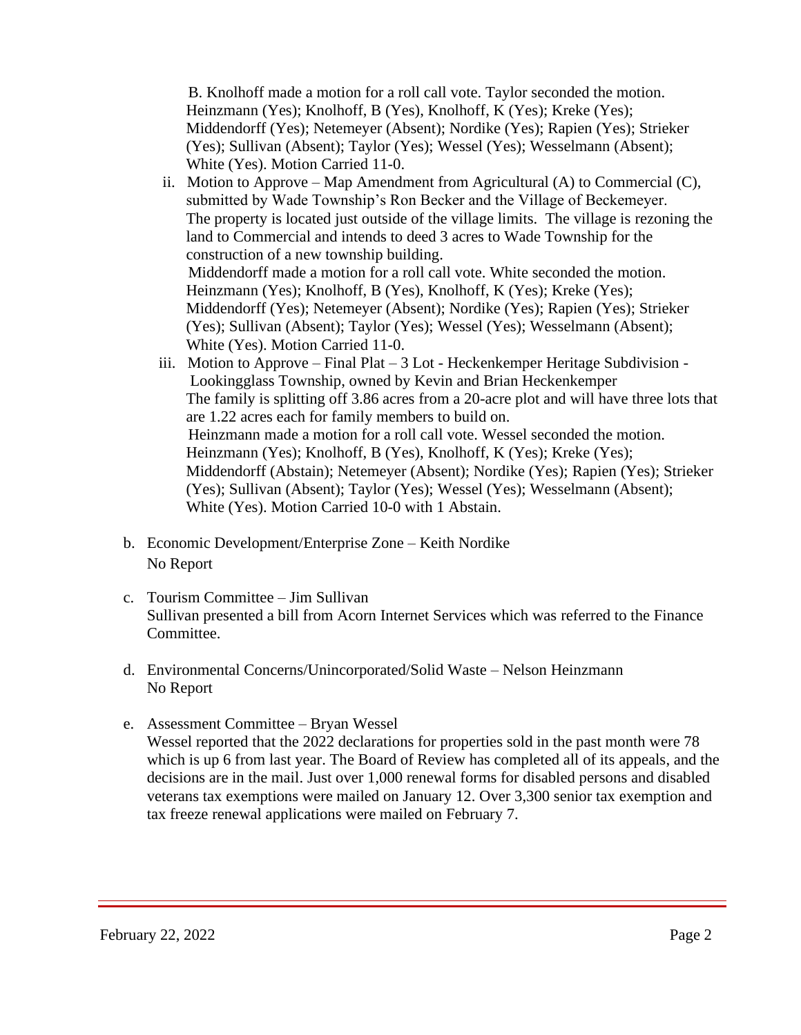B. Knolhoff made a motion for a roll call vote. Taylor seconded the motion. Heinzmann (Yes); Knolhoff, B (Yes), Knolhoff, K (Yes); Kreke (Yes); Middendorff (Yes); Netemeyer (Absent); Nordike (Yes); Rapien (Yes); Strieker (Yes); Sullivan (Absent); Taylor (Yes); Wessel (Yes); Wesselmann (Absent); White (Yes). Motion Carried 11-0.

ii. Motion to Approve – Map Amendment from Agricultural (A) to Commercial (C), submitted by Wade Township's Ron Becker and the Village of Beckemeyer. The property is located just outside of the village limits. The village is rezoning the land to Commercial and intends to deed 3 acres to Wade Township for the construction of a new township building.
Middendorff made a motion for a roll call vote. White seconded the motion. Heinzmann (Yes); Knolhoff, B (Yes), Knolhoff, K (Yes); Kreke (Yes); Middendorff (Yes); Netemeyer (Absent); Nordike (Yes); Rapien (Yes); Strieker (Yes); Sullivan (Absent); Taylor (Yes); Wessel (Yes); Wesselmann (Absent); White (Yes). Motion Carried 11-0.

iii. Motion to Approve – Final Plat – 3 Lot - Heckenkemper Heritage Subdivision - Lookingglass Township, owned by Kevin and Brian Heckenkemper
The family is splitting off 3.86 acres from a 20-acre plot and will have three lots that are 1.22 acres each for family members to build on.
Heinzmann made a motion for a roll call vote. Wessel seconded the motion. Heinzmann (Yes); Knolhoff, B (Yes), Knolhoff, K (Yes); Kreke (Yes); Middendorff (Abstain); Netemeyer (Absent); Nordike (Yes); Rapien (Yes); Strieker (Yes); Sullivan (Absent); Taylor (Yes); Wessel (Yes); Wesselmann (Absent); White (Yes). Motion Carried 10-0 with 1 Abstain.

b. Economic Development/Enterprise Zone – Keith Nordike
No Report

c. Tourism Committee – Jim Sullivan
Sullivan presented a bill from Acorn Internet Services which was referred to the Finance Committee.

d. Environmental Concerns/Unincorporated/Solid Waste – Nelson Heinzmann
No Report

e. Assessment Committee – Bryan Wessel
Wessel reported that the 2022 declarations for properties sold in the past month were 78 which is up 6 from last year. The Board of Review has completed all of its appeals, and the decisions are in the mail. Just over 1,000 renewal forms for disabled persons and disabled veterans tax exemptions were mailed on January 12. Over 3,300 senior tax exemption and tax freeze renewal applications were mailed on February 7.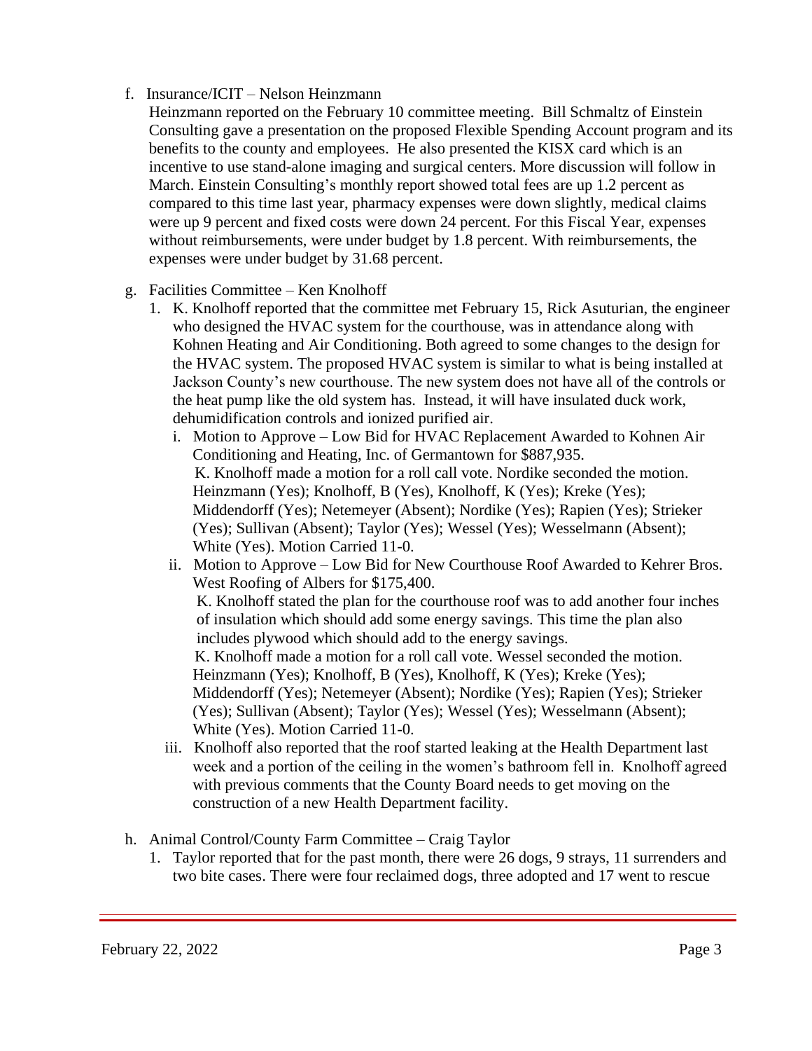f. Insurance/ICIT – Nelson Heinzmann

Heinzmann reported on the February 10 committee meeting. Bill Schmaltz of Einstein Consulting gave a presentation on the proposed Flexible Spending Account program and its benefits to the county and employees. He also presented the KISX card which is an incentive to use stand-alone imaging and surgical centers. More discussion will follow in March. Einstein Consulting's monthly report showed total fees are up 1.2 percent as compared to this time last year, pharmacy expenses were down slightly, medical claims were up 9 percent and fixed costs were down 24 percent. For this Fiscal Year, expenses without reimbursements, were under budget by 1.8 percent. With reimbursements, the expenses were under budget by 31.68 percent.

g. Facilities Committee – Ken Knolhoff

1. K. Knolhoff reported that the committee met February 15, Rick Asuturian, the engineer who designed the HVAC system for the courthouse, was in attendance along with Kohnen Heating and Air Conditioning. Both agreed to some changes to the design for the HVAC system. The proposed HVAC system is similar to what is being installed at Jackson County's new courthouse. The new system does not have all of the controls or the heat pump like the old system has. Instead, it will have insulated duck work, dehumidification controls and ionized purified air.

   i. Motion to Approve – Low Bid for HVAC Replacement Awarded to Kohnen Air Conditioning and Heating, Inc. of Germantown for $887,935.
      K. Knolhoff made a motion for a roll call vote. Nordike seconded the motion. Heinzmann (Yes); Knolhoff, B (Yes), Knolhoff, K (Yes); Kreke (Yes); Middendorff (Yes); Netemeyer (Absent); Nordike (Yes); Rapien (Yes); Strieker (Yes); Sullivan (Absent); Taylor (Yes); Wessel (Yes); Wesselmann (Absent); White (Yes). Motion Carried 11-0.

   ii. Motion to Approve – Low Bid for New Courthouse Roof Awarded to Kehrer Bros. West Roofing of Albers for $175,400.
      K. Knolhoff stated the plan for the courthouse roof was to add another four inches of insulation which should add some energy savings. This time the plan also includes plywood which should add to the energy savings.
      K. Knolhoff made a motion for a roll call vote. Wessel seconded the motion. Heinzmann (Yes); Knolhoff, B (Yes), Knolhoff, K (Yes); Kreke (Yes); Middendorff (Yes); Netemeyer (Absent); Nordike (Yes); Rapien (Yes); Strieker (Yes); Sullivan (Absent); Taylor (Yes); Wessel (Yes); Wesselmann (Absent); White (Yes). Motion Carried 11-0.

   iii. Knolhoff also reported that the roof started leaking at the Health Department last week and a portion of the ceiling in the women's bathroom fell in. Knolhoff agreed with previous comments that the County Board needs to get moving on the construction of a new Health Department facility.

h. Animal Control/County Farm Committee – Craig Taylor

1. Taylor reported that for the past month, there were 26 dogs, 9 strays, 11 surrenders and two bite cases. There were four reclaimed dogs, three adopted and 17 went to rescue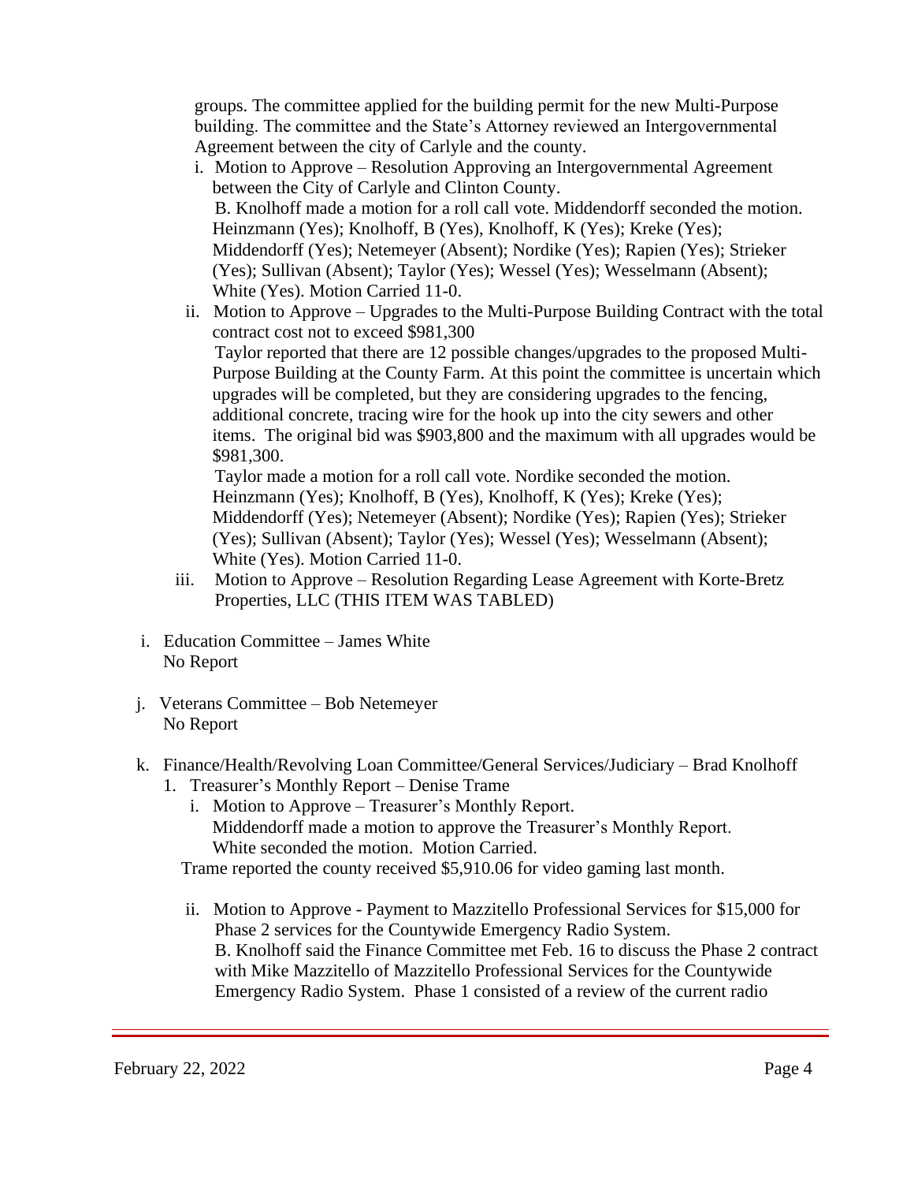groups. The committee applied for the building permit for the new Multi-Purpose building. The committee and the State's Attorney reviewed an Intergovernmental Agreement between the city of Carlyle and the county.

i. Motion to Approve – Resolution Approving an Intergovernmental Agreement between the City of Carlyle and Clinton County.
   B. Knolhoff made a motion for a roll call vote. Middendorff seconded the motion. Heinzmann (Yes); Knolhoff, B (Yes), Knolhoff, K (Yes); Kreke (Yes); Middendorff (Yes); Netemeyer (Absent); Nordike (Yes); Rapien (Yes); Strieker (Yes); Sullivan (Absent); Taylor (Yes); Wessel (Yes); Wesselmann (Absent); White (Yes). Motion Carried 11-0.

ii. Motion to Approve – Upgrades to the Multi-Purpose Building Contract with the total contract cost not to exceed $981,300
   Taylor reported that there are 12 possible changes/upgrades to the proposed Multi-Purpose Building at the County Farm. At this point the committee is uncertain which upgrades will be completed, but they are considering upgrades to the fencing, additional concrete, tracing wire for the hook up into the city sewers and other items. The original bid was $903,800 and the maximum with all upgrades would be $981,300.
   Taylor made a motion for a roll call vote. Nordike seconded the motion. Heinzmann (Yes); Knolhoff, B (Yes), Knolhoff, K (Yes); Kreke (Yes); Middendorff (Yes); Netemeyer (Absent); Nordike (Yes); Rapien (Yes); Strieker (Yes); Sullivan (Absent); Taylor (Yes); Wessel (Yes); Wesselmann (Absent); White (Yes). Motion Carried 11-0.

iii. Motion to Approve – Resolution Regarding Lease Agreement with Korte-Bretz Properties, LLC (THIS ITEM WAS TABLED)

i. Education Committee – James White
   No Report

j. Veterans Committee – Bob Netemeyer
   No Report

k. Finance/Health/Revolving Loan Committee/General Services/Judiciary – Brad Knolhoff

1. Treasurer's Monthly Report – Denise Trame
   i. Motion to Approve – Treasurer's Monthly Report.
      Middendorff made a motion to approve the Treasurer's Monthly Report. White seconded the motion. Motion Carried.
   Trame reported the county received $5,910.06 for video gaming last month.

   ii. Motion to Approve - Payment to Mazzitello Professional Services for $15,000 for Phase 2 services for the Countywide Emergency Radio System.
      B. Knolhoff said the Finance Committee met Feb. 16 to discuss the Phase 2 contract with Mike Mazzitello of Mazzitello Professional Services for the Countywide Emergency Radio System. Phase 1 consisted of a review of the current radio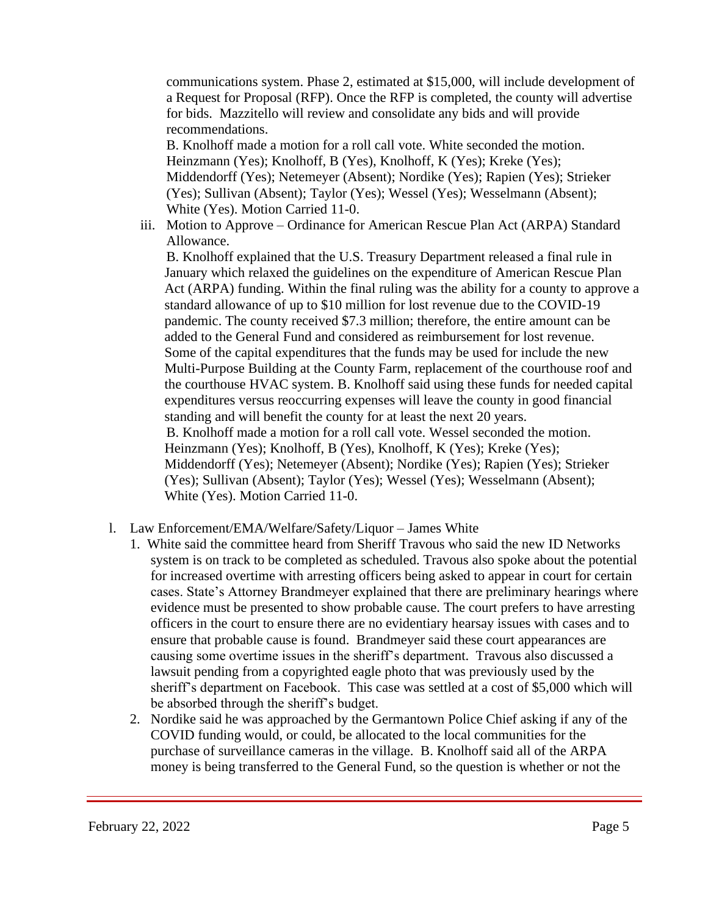communications system. Phase 2, estimated at $15,000, will include development of a Request for Proposal (RFP). Once the RFP is completed, the county will advertise for bids. Mazzitello will review and consolidate any bids and will provide recommendations.

B. Knolhoff made a motion for a roll call vote. White seconded the motion. Heinzmann (Yes); Knolhoff, B (Yes), Knolhoff, K (Yes); Kreke (Yes); Middendorff (Yes); Netemeyer (Absent); Nordike (Yes); Rapien (Yes); Strieker (Yes); Sullivan (Absent); Taylor (Yes); Wessel (Yes); Wesselmann (Absent); White (Yes). Motion Carried 11-0.

iii. Motion to Approve – Ordinance for American Rescue Plan Act (ARPA) Standard Allowance.

B. Knolhoff explained that the U.S. Treasury Department released a final rule in January which relaxed the guidelines on the expenditure of American Rescue Plan Act (ARPA) funding. Within the final ruling was the ability for a county to approve a standard allowance of up to $10 million for lost revenue due to the COVID-19 pandemic. The county received $7.3 million; therefore, the entire amount can be added to the General Fund and considered as reimbursement for lost revenue. Some of the capital expenditures that the funds may be used for include the new Multi-Purpose Building at the County Farm, replacement of the courthouse roof and the courthouse HVAC system. B. Knolhoff said using these funds for needed capital expenditures versus reoccurring expenses will leave the county in good financial standing and will benefit the county for at least the next 20 years.

B. Knolhoff made a motion for a roll call vote. Wessel seconded the motion. Heinzmann (Yes); Knolhoff, B (Yes), Knolhoff, K (Yes); Kreke (Yes); Middendorff (Yes); Netemeyer (Absent); Nordike (Yes); Rapien (Yes); Strieker (Yes); Sullivan (Absent); Taylor (Yes); Wessel (Yes); Wesselmann (Absent); White (Yes). Motion Carried 11-0.

l. Law Enforcement/EMA/Welfare/Safety/Liquor – James White

1. White said the committee heard from Sheriff Travous who said the new ID Networks system is on track to be completed as scheduled. Travous also spoke about the potential for increased overtime with arresting officers being asked to appear in court for certain cases. State's Attorney Brandmeyer explained that there are preliminary hearings where evidence must be presented to show probable cause. The court prefers to have arresting officers in the court to ensure there are no evidentiary hearsay issues with cases and to ensure that probable cause is found. Brandmeyer said these court appearances are causing some overtime issues in the sheriff's department. Travous also discussed a lawsuit pending from a copyrighted eagle photo that was previously used by the sheriff's department on Facebook. This case was settled at a cost of $5,000 which will be absorbed through the sheriff's budget.
2. Nordike said he was approached by the Germantown Police Chief asking if any of the COVID funding would, or could, be allocated to the local communities for the purchase of surveillance cameras in the village. B. Knolhoff said all of the ARPA money is being transferred to the General Fund, so the question is whether or not the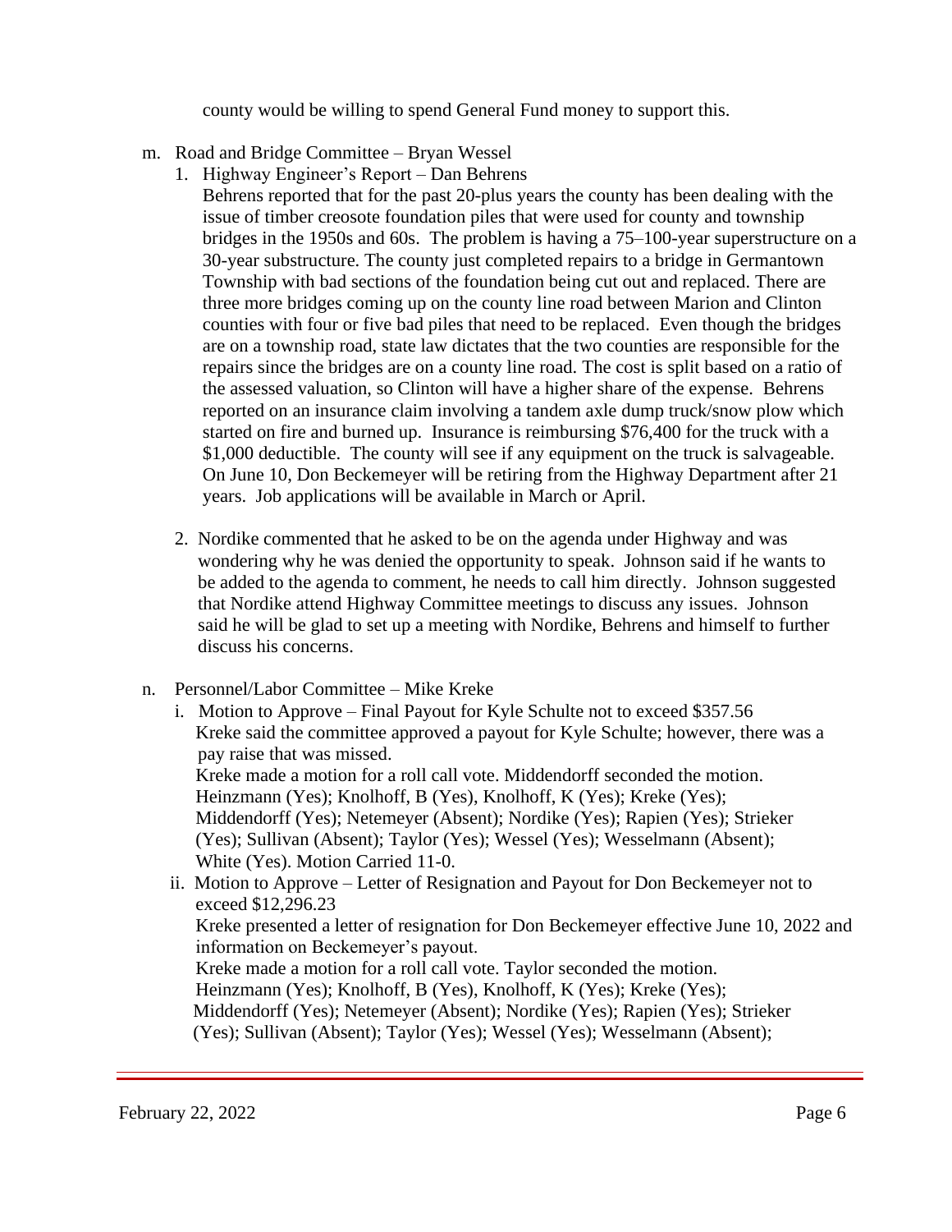county would be willing to spend General Fund money to support this.

m. Road and Bridge Committee – Bryan Wessel

   1. Highway Engineer's Report – Dan Behrens

      Behrens reported that for the past 20-plus years the county has been dealing with the issue of timber creosote foundation piles that were used for county and township bridges in the 1950s and 60s. The problem is having a 75–100-year superstructure on a 30-year substructure. The county just completed repairs to a bridge in Germantown Township with bad sections of the foundation being cut out and replaced. There are three more bridges coming up on the county line road between Marion and Clinton counties with four or five bad piles that need to be replaced. Even though the bridges are on a township road, state law dictates that the two counties are responsible for the repairs since the bridges are on a county line road. The cost is split based on a ratio of the assessed valuation, so Clinton will have a higher share of the expense. Behrens reported on an insurance claim involving a tandem axle dump truck/snow plow which started on fire and burned up. Insurance is reimbursing $76,400 for the truck with a $1,000 deductible. The county will see if any equipment on the truck is salvageable. On June 10, Don Beckemeyer will be retiring from the Highway Department after 21 years. Job applications will be available in March or April.

   2. Nordike commented that he asked to be on the agenda under Highway and was wondering why he was denied the opportunity to speak. Johnson said if he wants to be added to the agenda to comment, he needs to call him directly. Johnson suggested that Nordike attend Highway Committee meetings to discuss any issues. Johnson said he will be glad to set up a meeting with Nordike, Behrens and himself to further discuss his concerns.

n. Personnel/Labor Committee – Mike Kreke

   i. Motion to Approve – Final Payout for Kyle Schulte not to exceed $357.56

      Kreke said the committee approved a payout for Kyle Schulte; however, there was a pay raise that was missed.

      Kreke made a motion for a roll call vote. Middendorff seconded the motion. Heinzmann (Yes); Knolhoff, B (Yes), Knolhoff, K (Yes); Kreke (Yes); Middendorff (Yes); Netemeyer (Absent); Nordike (Yes); Rapien (Yes); Strieker (Yes); Sullivan (Absent); Taylor (Yes); Wessel (Yes); Wesselmann (Absent); White (Yes). Motion Carried 11-0.

   ii. Motion to Approve – Letter of Resignation and Payout for Don Beckemeyer not to exceed $12,296.23

      Kreke presented a letter of resignation for Don Beckemeyer effective June 10, 2022 and information on Beckemeyer's payout.

      Kreke made a motion for a roll call vote. Taylor seconded the motion. Heinzmann (Yes); Knolhoff, B (Yes), Knolhoff, K (Yes); Kreke (Yes); Middendorff (Yes); Netemeyer (Absent); Nordike (Yes); Rapien (Yes); Strieker (Yes); Sullivan (Absent); Taylor (Yes); Wessel (Yes); Wesselmann (Absent);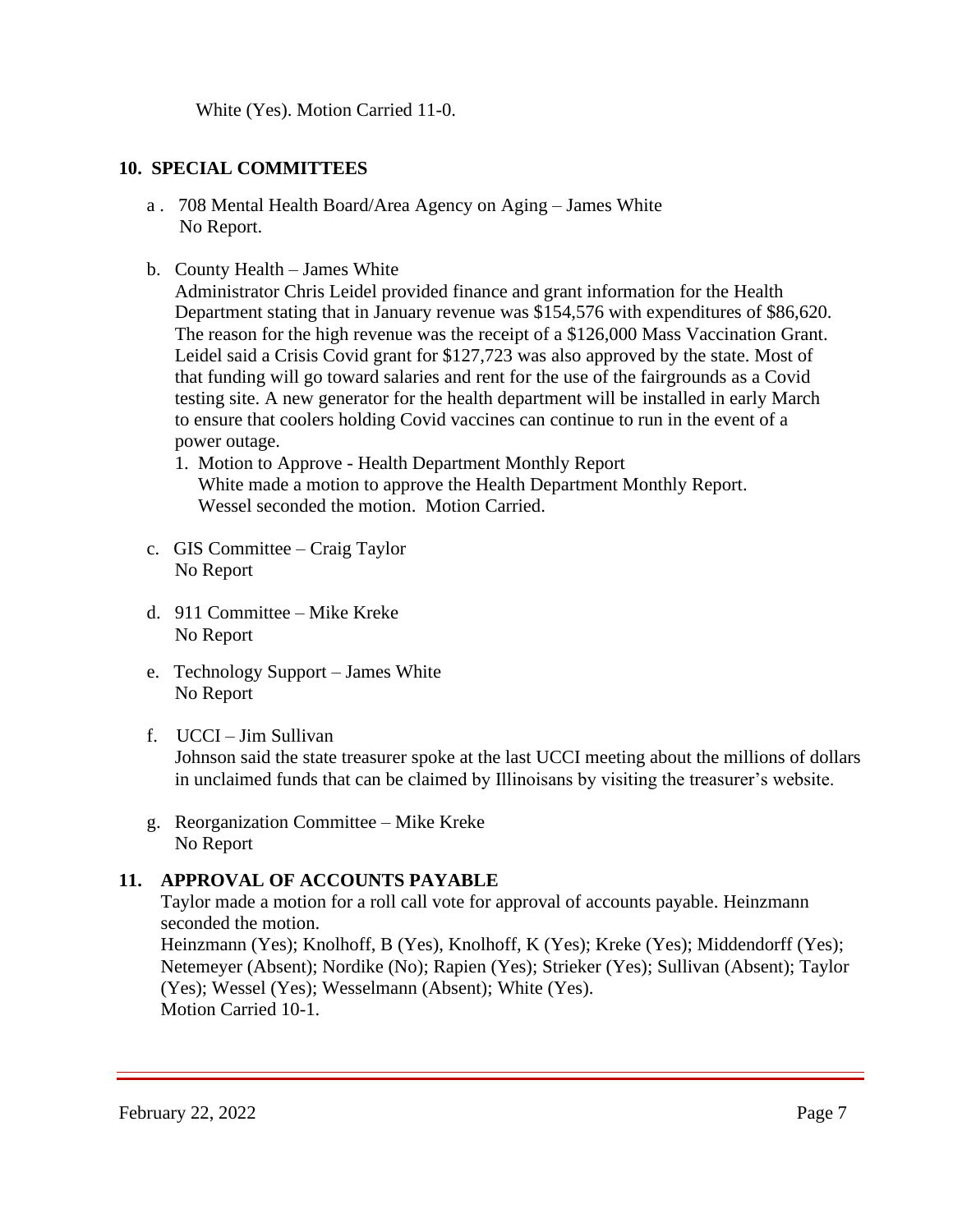White (Yes). Motion Carried 11-0.

## 10. SPECIAL COMMITTEES

a. 708 Mental Health Board/Area Agency on Aging – James White
No Report.

b. County Health – James White
Administrator Chris Leidel provided finance and grant information for the Health Department stating that in January revenue was $154,576 with expenditures of $86,620. The reason for the high revenue was the receipt of a $126,000 Mass Vaccination Grant. Leidel said a Crisis Covid grant for $127,723 was also approved by the state. Most of that funding will go toward salaries and rent for the use of the fairgrounds as a Covid testing site. A new generator for the health department will be installed in early March to ensure that coolers holding Covid vaccines can continue to run in the event of a power outage.

1. Motion to Approve - Health Department Monthly Report
White made a motion to approve the Health Department Monthly Report. Wessel seconded the motion. Motion Carried.

c. GIS Committee – Craig Taylor
No Report

d. 911 Committee – Mike Kreke
No Report

e. Technology Support – James White
No Report

f. UCCI – Jim Sullivan
Johnson said the state treasurer spoke at the last UCCI meeting about the millions of dollars in unclaimed funds that can be claimed by Illinoisans by visiting the treasurer's website.

g. Reorganization Committee – Mike Kreke
No Report

## 11. APPROVAL OF ACCOUNTS PAYABLE

Taylor made a motion for a roll call vote for approval of accounts payable. Heinzmann seconded the motion.
Heinzmann (Yes); Knolhoff, B (Yes), Knolhoff, K (Yes); Kreke (Yes); Middendorff (Yes); Netemeyer (Absent); Nordike (No); Rapien (Yes); Strieker (Yes); Sullivan (Absent); Taylor (Yes); Wessel (Yes); Wesselmann (Absent); White (Yes).
Motion Carried 10-1.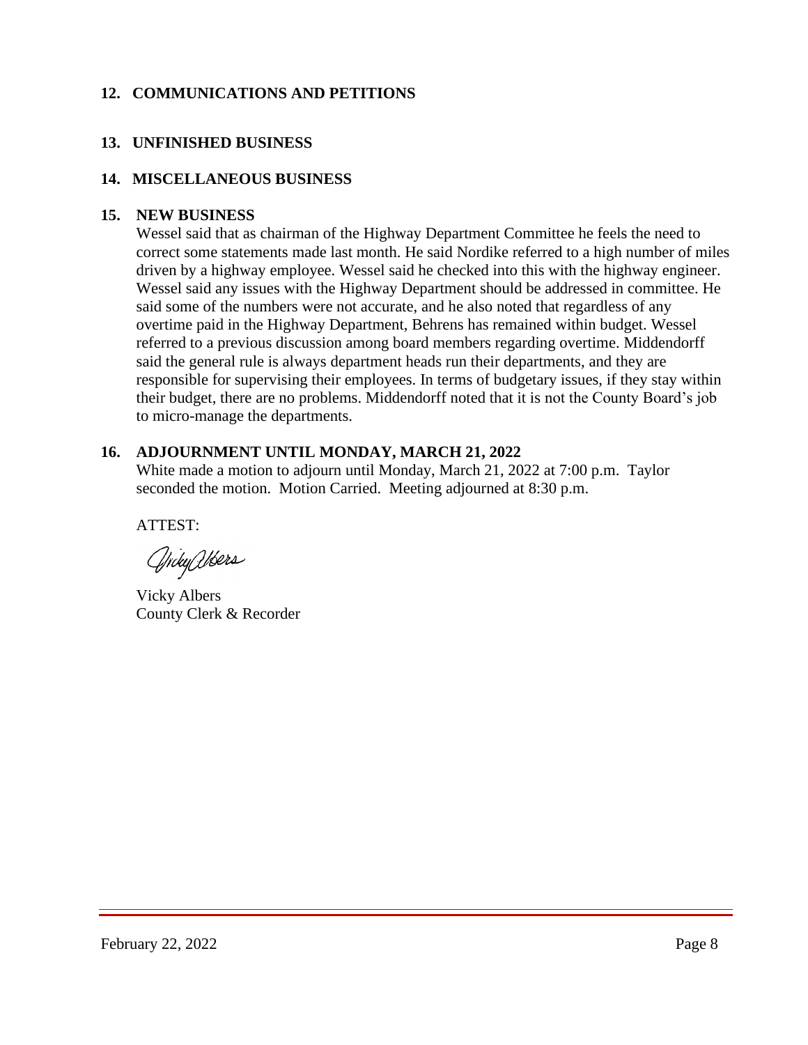## 12. COMMUNICATIONS AND PETITIONS

## 13. UNFINISHED BUSINESS

## 14. MISCELLANEOUS BUSINESS

## 15. NEW BUSINESS

Wessel said that as chairman of the Highway Department Committee he feels the need to correct some statements made last month. He said Nordike referred to a high number of miles driven by a highway employee. Wessel said he checked into this with the highway engineer. Wessel said any issues with the Highway Department should be addressed in committee. He said some of the numbers were not accurate, and he also noted that regardless of any overtime paid in the Highway Department, Behrens has remained within budget. Wessel referred to a previous discussion among board members regarding overtime. Middendorff said the general rule is always department heads run their departments, and they are responsible for supervising their employees. In terms of budgetary issues, if they stay within their budget, there are no problems. Middendorff noted that it is not the County Board's job to micro-manage the departments.

## 16. ADJOURNMENT UNTIL MONDAY, MARCH 21, 2022

White made a motion to adjourn until Monday, March 21, 2022 at 7:00 p.m. Taylor seconded the motion. Motion Carried. Meeting adjourned at 8:30 p.m.

ATTEST:

Vicky Albers

Vicky Albers
County Clerk & Recorder